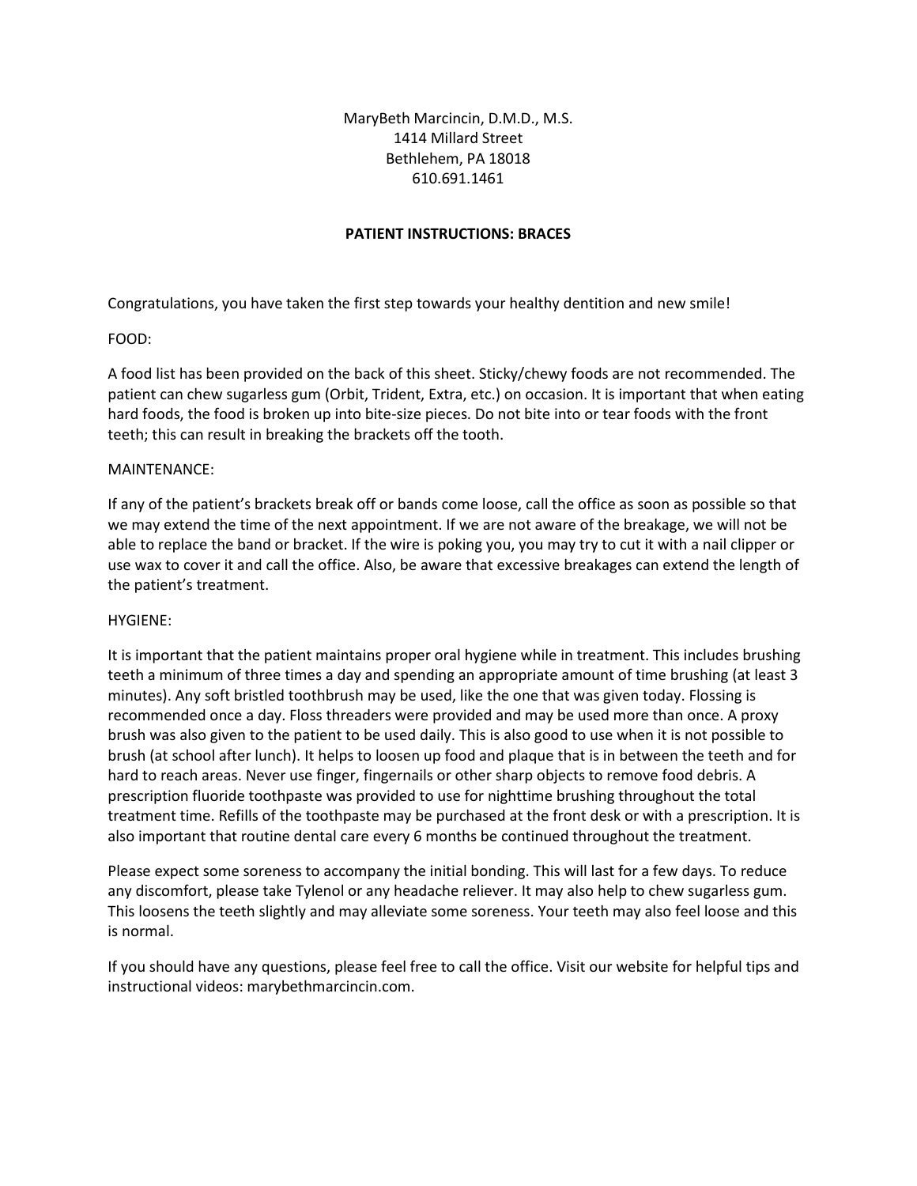MaryBeth Marcincin, D.M.D., M.S.
1414 Millard Street
Bethlehem, PA 18018
610.691.1461

**PATIENT INSTRUCTIONS: BRACES**

Congratulations, you have taken the first step towards your healthy dentition and new smile!

FOOD:

A food list has been provided on the back of this sheet. Sticky/chewy foods are not recommended. The patient can chew sugarless gum (Orbit, Trident, Extra, etc.) on occasion. It is important that when eating hard foods, the food is broken up into bite-size pieces. Do not bite into or tear foods with the front teeth; this can result in breaking the brackets off the tooth.

MAINTENANCE:

If any of the patient's brackets break off or bands come loose, call the office as soon as possible so that we may extend the time of the next appointment. If we are not aware of the breakage, we will not be able to replace the band or bracket. If the wire is poking you, you may try to cut it with a nail clipper or use wax to cover it and call the office. Also, be aware that excessive breakages can extend the length of the patient's treatment.

HYGIENE:

It is important that the patient maintains proper oral hygiene while in treatment. This includes brushing teeth a minimum of three times a day and spending an appropriate amount of time brushing (at least 3 minutes). Any soft bristled toothbrush may be used, like the one that was given today. Flossing is recommended once a day. Floss threaders were provided and may be used more than once. A proxy brush was also given to the patient to be used daily. This is also good to use when it is not possible to brush (at school after lunch). It helps to loosen up food and plaque that is in between the teeth and for hard to reach areas. Never use finger, fingernails or other sharp objects to remove food debris. A prescription fluoride toothpaste was provided to use for nighttime brushing throughout the total treatment time. Refills of the toothpaste may be purchased at the front desk or with a prescription. It is also important that routine dental care every 6 months be continued throughout the treatment.

Please expect some soreness to accompany the initial bonding. This will last for a few days. To reduce any discomfort, please take Tylenol or any headache reliever. It may also help to chew sugarless gum. This loosens the teeth slightly and may alleviate some soreness. Your teeth may also feel loose and this is normal.

If you should have any questions, please feel free to call the office. Visit our website for helpful tips and instructional videos: marybethmarcincin.com.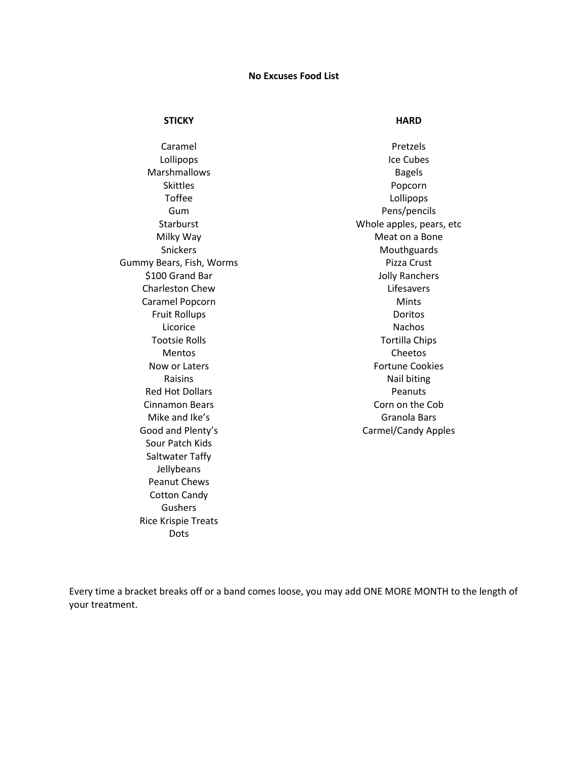# No Excuses Food List

## STICKY

Caramel
Lollipops
Marshmallows
Skittles
Toffee
Gum
Starburst
Milky Way
Snickers
Gummy Bears, Fish, Worms
$100 Grand Bar
Charleston Chew
Caramel Popcorn
Fruit Rollups
Licorice
Tootsie Rolls
Mentos
Now or Laters
Raisins
Red Hot Dollars
Cinnamon Bears
Mike and Ike's
Good and Plenty's
Sour Patch Kids
Saltwater Taffy
Jellybeans
Peanut Chews
Cotton Candy
Gushers
Rice Krispie Treats
Dots

## HARD

Pretzels
Ice Cubes
Bagels
Popcorn
Lollipops
Pens/pencils
Whole apples, pears, etc
Meat on a Bone
Mouthguards
Pizza Crust
Jolly Ranchers
Lifesavers
Mints
Doritos
Nachos
Tortilla Chips
Cheetos
Fortune Cookies
Nail biting
Peanuts
Corn on the Cob
Granola Bars
Carmel/Candy Apples

Every time a bracket breaks off or a band comes loose, you may add ONE MORE MONTH to the length of your treatment.